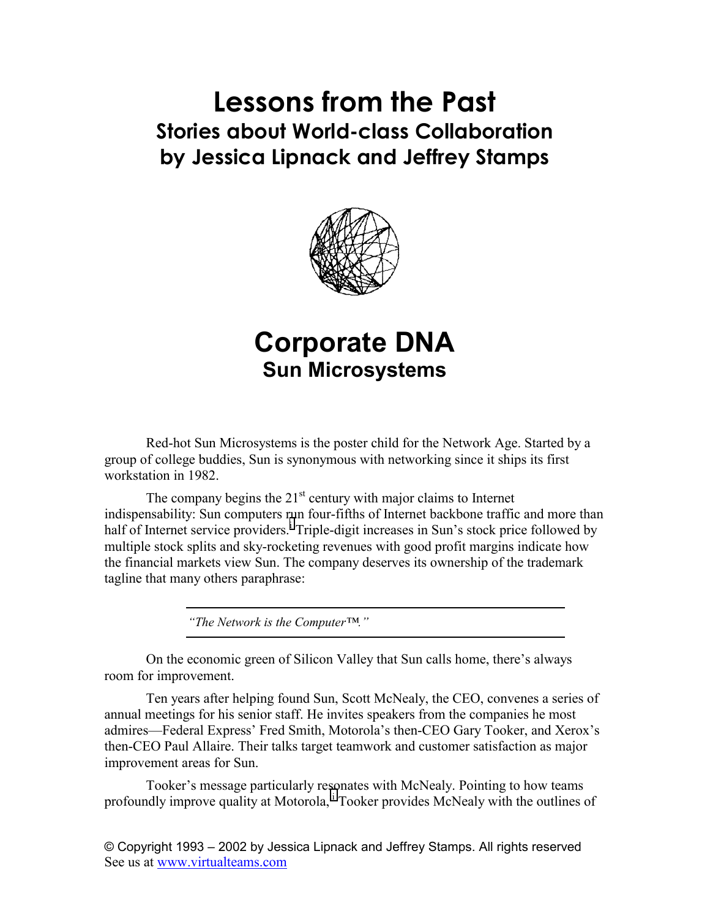# Lessons from the Past

## Stories about World-class Collaboration
## by Jessica Lipnack and Jeffrey Stamps

# Corporate DNA

## Sun Microsystems

Red-hot Sun Microsystems is the poster child for the Network Age. Started by a group of college buddies, Sun is synonymous with networking since it ships its first workstation in 1982.

The company begins the 21st century with major claims to Internet indispensability: Sun computers run four-fifths of Internet backbone traffic and more than half of Internet service providers.[i] Triple-digit increases in Sun's stock price followed by multiple stock splits and sky-rocketing revenues with good profit margins indicate how the financial markets view Sun. The company deserves its ownership of the trademark tagline that many others paraphrase:

---

*"The Network is the Computer™."*

---

On the economic green of Silicon Valley that Sun calls home, there's always room for improvement.

Ten years after helping found Sun, Scott McNealy, the CEO, convenes a series of annual meetings for his senior staff. He invites speakers from the companies he most admires—Federal Express' Fred Smith, Motorola's then-CEO Gary Tooker, and Xerox's then-CEO Paul Allaire. Their talks target teamwork and customer satisfaction as major improvement areas for Sun.

Tooker's message particularly resonates with McNealy. Pointing to how teams profoundly improve quality at Motorola,[ii] Tooker provides McNealy with the outlines of

© Copyright 1993 – 2002 by Jessica Lipnack and Jeffrey Stamps. All rights reserved
See us at www.virtualteams.com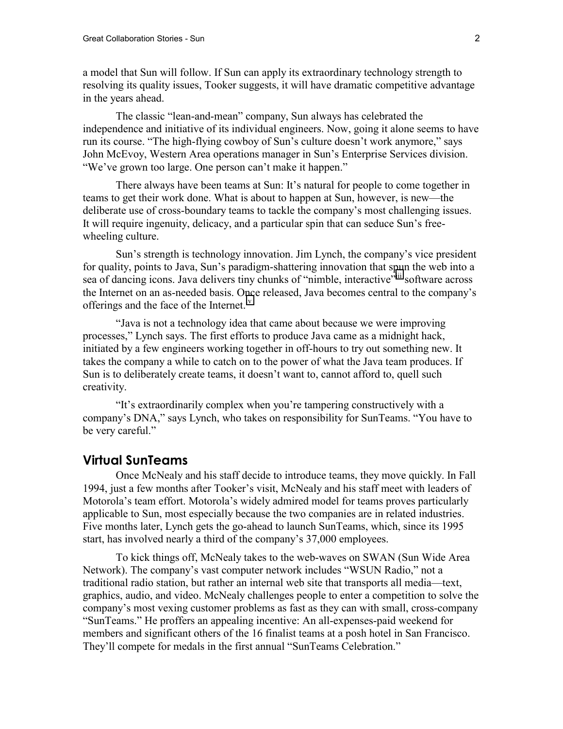a model that Sun will follow. If Sun can apply its extraordinary technology strength to resolving its quality issues, Tooker suggests, it will have dramatic competitive advantage in the years ahead.

The classic "lean-and-mean" company, Sun always has celebrated the independence and initiative of its individual engineers. Now, going it alone seems to have run its course. "The high-flying cowboy of Sun's culture doesn't work anymore," says John McEvoy, Western Area operations manager in Sun's Enterprise Services division. "We've grown too large. One person can't make it happen."

There always have been teams at Sun: It's natural for people to come together in teams to get their work done. What is about to happen at Sun, however, is new—the deliberate use of cross-boundary teams to tackle the company's most challenging issues. It will require ingenuity, delicacy, and a particular spin that can seduce Sun's free-wheeling culture.

Sun's strength is technology innovation. Jim Lynch, the company's vice president for quality, points to Java, Sun's paradigm-shattering innovation that spun the web into a sea of dancing icons. Java delivers tiny chunks of "nimble, interactive"[iii] software across the Internet on an as-needed basis. Once released, Java becomes central to the company's offerings and the face of the Internet.[v]

"Java is not a technology idea that came about because we were improving processes," Lynch says. The first efforts to produce Java came as a midnight hack, initiated by a few engineers working together in off-hours to try out something new. It takes the company a while to catch on to the power of what the Java team produces. If Sun is to deliberately create teams, it doesn't want to, cannot afford to, quell such creativity.

"It's extraordinarily complex when you're tampering constructively with a company's DNA," says Lynch, who takes on responsibility for SunTeams. "You have to be very careful."

## Virtual SunTeams

Once McNealy and his staff decide to introduce teams, they move quickly. In Fall 1994, just a few months after Tooker's visit, McNealy and his staff meet with leaders of Motorola's team effort. Motorola's widely admired model for teams proves particularly applicable to Sun, most especially because the two companies are in related industries. Five months later, Lynch gets the go-ahead to launch SunTeams, which, since its 1995 start, has involved nearly a third of the company's 37,000 employees.

To kick things off, McNealy takes to the web-waves on SWAN (Sun Wide Area Network). The company's vast computer network includes "WSUN Radio," not a traditional radio station, but rather an internal web site that transports all media—text, graphics, audio, and video. McNealy challenges people to enter a competition to solve the company's most vexing customer problems as fast as they can with small, cross-company "SunTeams." He proffers an appealing incentive: An all-expenses-paid weekend for members and significant others of the 16 finalist teams at a posh hotel in San Francisco. They'll compete for medals in the first annual "SunTeams Celebration."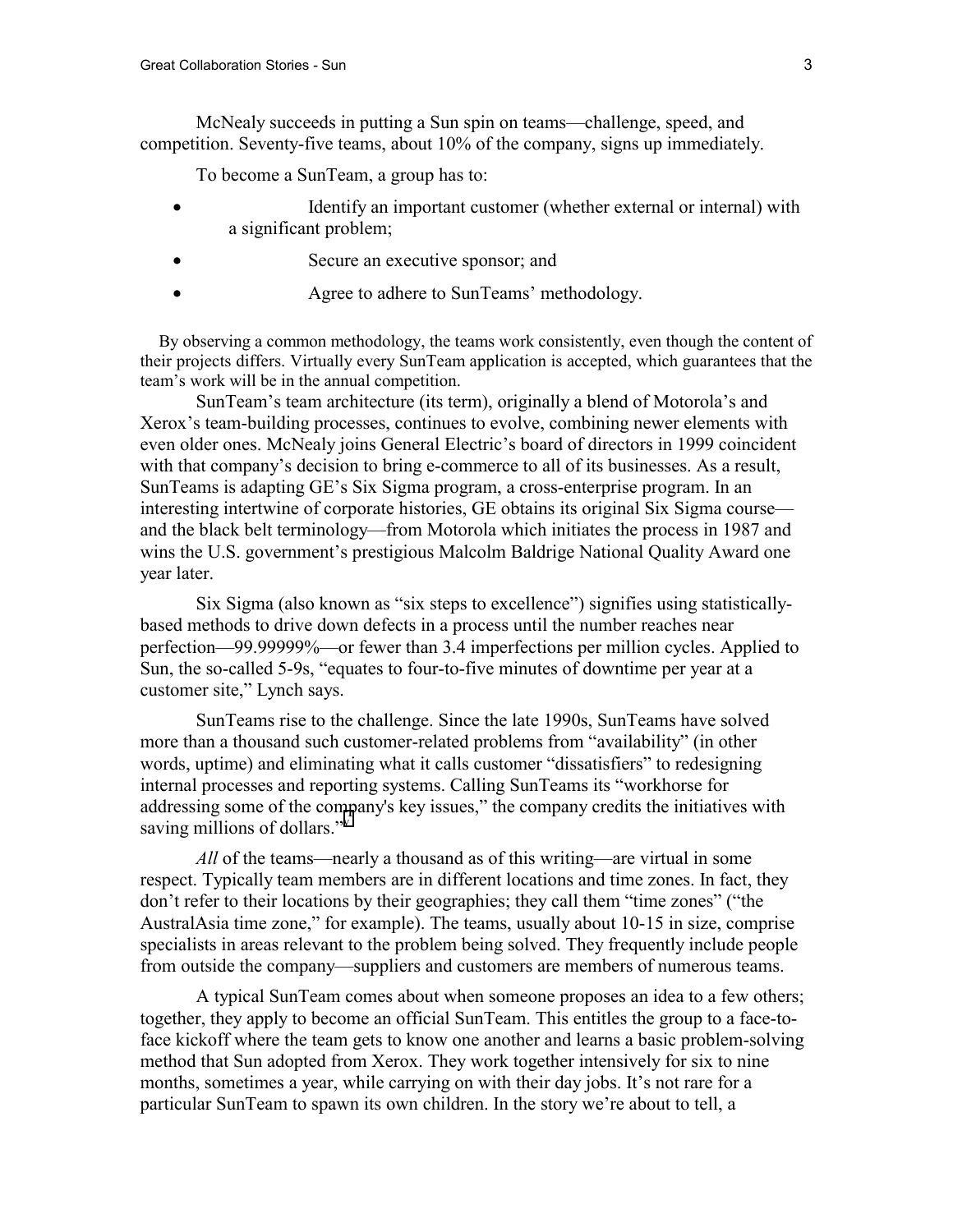McNealy succeeds in putting a Sun spin on teams—challenge, speed, and competition. Seventy-five teams, about 10% of the company, signs up immediately.

To become a SunTeam, a group has to:

- Identify an important customer (whether external or internal) with a significant problem;
- Secure an executive sponsor; and
- Agree to adhere to SunTeams' methodology.

By observing a common methodology, the teams work consistently, even though the content of their projects differs. Virtually every SunTeam application is accepted, which guarantees that the team's work will be in the annual competition.

SunTeam's team architecture (its term), originally a blend of Motorola's and Xerox's team-building processes, continues to evolve, combining newer elements with even older ones. McNealy joins General Electric's board of directors in 1999 coincident with that company's decision to bring e-commerce to all of its businesses. As a result, SunTeams is adapting GE's Six Sigma program, a cross-enterprise program. In an interesting intertwine of corporate histories, GE obtains its original Six Sigma course—and the black belt terminology—from Motorola which initiates the process in 1987 and wins the U.S. government's prestigious Malcolm Baldrige National Quality Award one year later.

Six Sigma (also known as "six steps to excellence") signifies using statistically-based methods to drive down defects in a process until the number reaches near perfection—99.99999%—or fewer than 3.4 imperfections per million cycles. Applied to Sun, the so-called 5-9s, "equates to four-to-five minutes of downtime per year at a customer site," Lynch says.

SunTeams rise to the challenge. Since the late 1990s, SunTeams have solved more than a thousand such customer-related problems from "availability" (in other words, uptime) and eliminating what it calls customer "dissatisfiers" to redesigning internal processes and reporting systems. Calling SunTeams its "workhorse for addressing some of the company's key issues," the company credits the initiatives with saving millions of dollars."

*All* of the teams—nearly a thousand as of this writing—are virtual in some respect. Typically team members are in different locations and time zones. In fact, they don't refer to their locations by their geographies; they call them "time zones" ("the AustralAsia time zone," for example). The teams, usually about 10-15 in size, comprise specialists in areas relevant to the problem being solved. They frequently include people from outside the company—suppliers and customers are members of numerous teams.

A typical SunTeam comes about when someone proposes an idea to a few others; together, they apply to become an official SunTeam. This entitles the group to a face-to-face kickoff where the team gets to know one another and learns a basic problem-solving method that Sun adopted from Xerox. They work together intensively for six to nine months, sometimes a year, while carrying on with their day jobs. It's not rare for a particular SunTeam to spawn its own children. In the story we're about to tell, a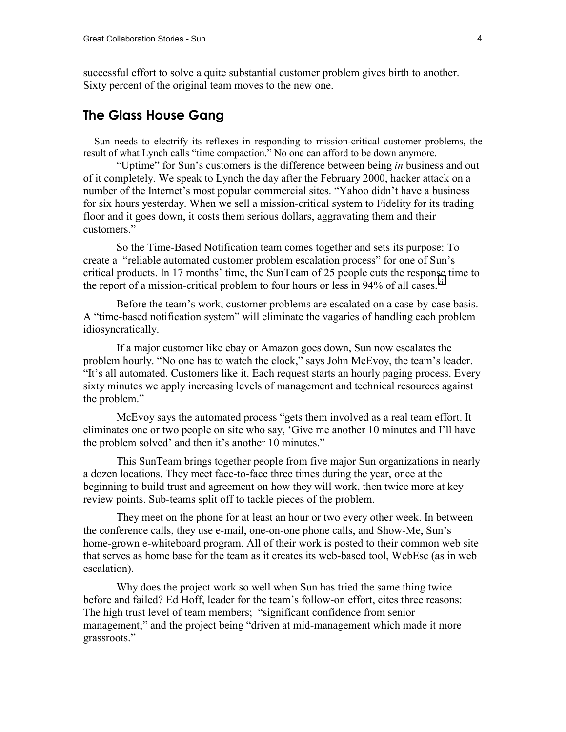successful effort to solve a quite substantial customer problem gives birth to another. Sixty percent of the original team moves to the new one.

## The Glass House Gang

Sun needs to electrify its reflexes in responding to mission-critical customer problems, the result of what Lynch calls "time compaction." No one can afford to be down anymore.

"Uptime" for Sun's customers is the difference between being *in* business and out of it completely. We speak to Lynch the day after the February 2000, hacker attack on a number of the Internet's most popular commercial sites. "Yahoo didn't have a business for six hours yesterday. When we sell a mission-critical system to Fidelity for its trading floor and it goes down, it costs them serious dollars, aggravating them and their customers."

So the Time-Based Notification team comes together and sets its purpose: To create a "reliable automated customer problem escalation process" for one of Sun's critical products. In 17 months' time, the SunTeam of 25 people cuts the response time to the report of a mission-critical problem to four hours or less in 94% of all cases.[vi]

Before the team's work, customer problems are escalated on a case-by-case basis. A "time-based notification system" will eliminate the vagaries of handling each problem idiosyncratically.

If a major customer like ebay or Amazon goes down, Sun now escalates the problem hourly. "No one has to watch the clock," says John McEvoy, the team's leader. "It's all automated. Customers like it. Each request starts an hourly paging process. Every sixty minutes we apply increasing levels of management and technical resources against the problem."

McEvoy says the automated process "gets them involved as a real team effort. It eliminates one or two people on site who say, 'Give me another 10 minutes and I'll have the problem solved' and then it's another 10 minutes."

This SunTeam brings together people from five major Sun organizations in nearly a dozen locations. They meet face-to-face three times during the year, once at the beginning to build trust and agreement on how they will work, then twice more at key review points. Sub-teams split off to tackle pieces of the problem.

They meet on the phone for at least an hour or two every other week. In between the conference calls, they use e-mail, one-on-one phone calls, and Show-Me, Sun's home-grown e-whiteboard program. All of their work is posted to their common web site that serves as home base for the team as it creates its web-based tool, WebEsc (as in web escalation).

Why does the project work so well when Sun has tried the same thing twice before and failed? Ed Hoff, leader for the team's follow-on effort, cites three reasons: The high trust level of team members; "significant confidence from senior management;" and the project being "driven at mid-management which made it more grassroots."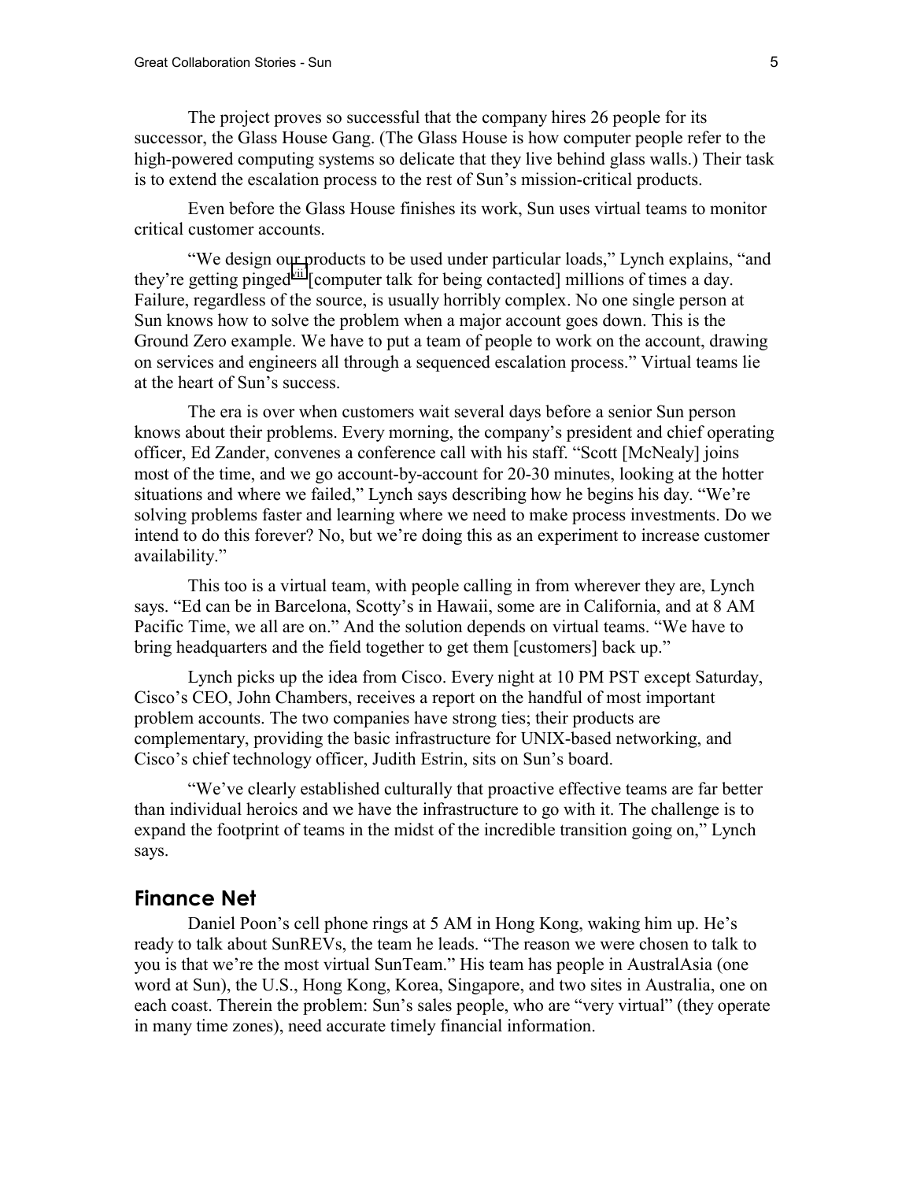The project proves so successful that the company hires 26 people for its successor, the Glass House Gang. (The Glass House is how computer people refer to the high-powered computing systems so delicate that they live behind glass walls.) Their task is to extend the escalation process to the rest of Sun's mission-critical products.

Even before the Glass House finishes its work, Sun uses virtual teams to monitor critical customer accounts.

"We design our products to be used under particular loads," Lynch explains, "and they're getting pinged[vii] [computer talk for being contacted] millions of times a day. Failure, regardless of the source, is usually horribly complex. No one single person at Sun knows how to solve the problem when a major account goes down. This is the Ground Zero example. We have to put a team of people to work on the account, drawing on services and engineers all through a sequenced escalation process." Virtual teams lie at the heart of Sun's success.

The era is over when customers wait several days before a senior Sun person knows about their problems. Every morning, the company's president and chief operating officer, Ed Zander, convenes a conference call with his staff. "Scott [McNealy] joins most of the time, and we go account-by-account for 20-30 minutes, looking at the hotter situations and where we failed," Lynch says describing how he begins his day. "We're solving problems faster and learning where we need to make process investments. Do we intend to do this forever? No, but we're doing this as an experiment to increase customer availability."

This too is a virtual team, with people calling in from wherever they are, Lynch says. "Ed can be in Barcelona, Scotty's in Hawaii, some are in California, and at 8 AM Pacific Time, we all are on." And the solution depends on virtual teams. "We have to bring headquarters and the field together to get them [customers] back up."

Lynch picks up the idea from Cisco. Every night at 10 PM PST except Saturday, Cisco's CEO, John Chambers, receives a report on the handful of most important problem accounts. The two companies have strong ties; their products are complementary, providing the basic infrastructure for UNIX-based networking, and Cisco's chief technology officer, Judith Estrin, sits on Sun's board.

"We've clearly established culturally that proactive effective teams are far better than individual heroics and we have the infrastructure to go with it. The challenge is to expand the footprint of teams in the midst of the incredible transition going on," Lynch says.

## Finance Net

Daniel Poon's cell phone rings at 5 AM in Hong Kong, waking him up. He's ready to talk about SunREVs, the team he leads. "The reason we were chosen to talk to you is that we're the most virtual SunTeam." His team has people in AustralAsia (one word at Sun), the U.S., Hong Kong, Korea, Singapore, and two sites in Australia, one on each coast. Therein the problem: Sun's sales people, who are "very virtual" (they operate in many time zones), need accurate timely financial information.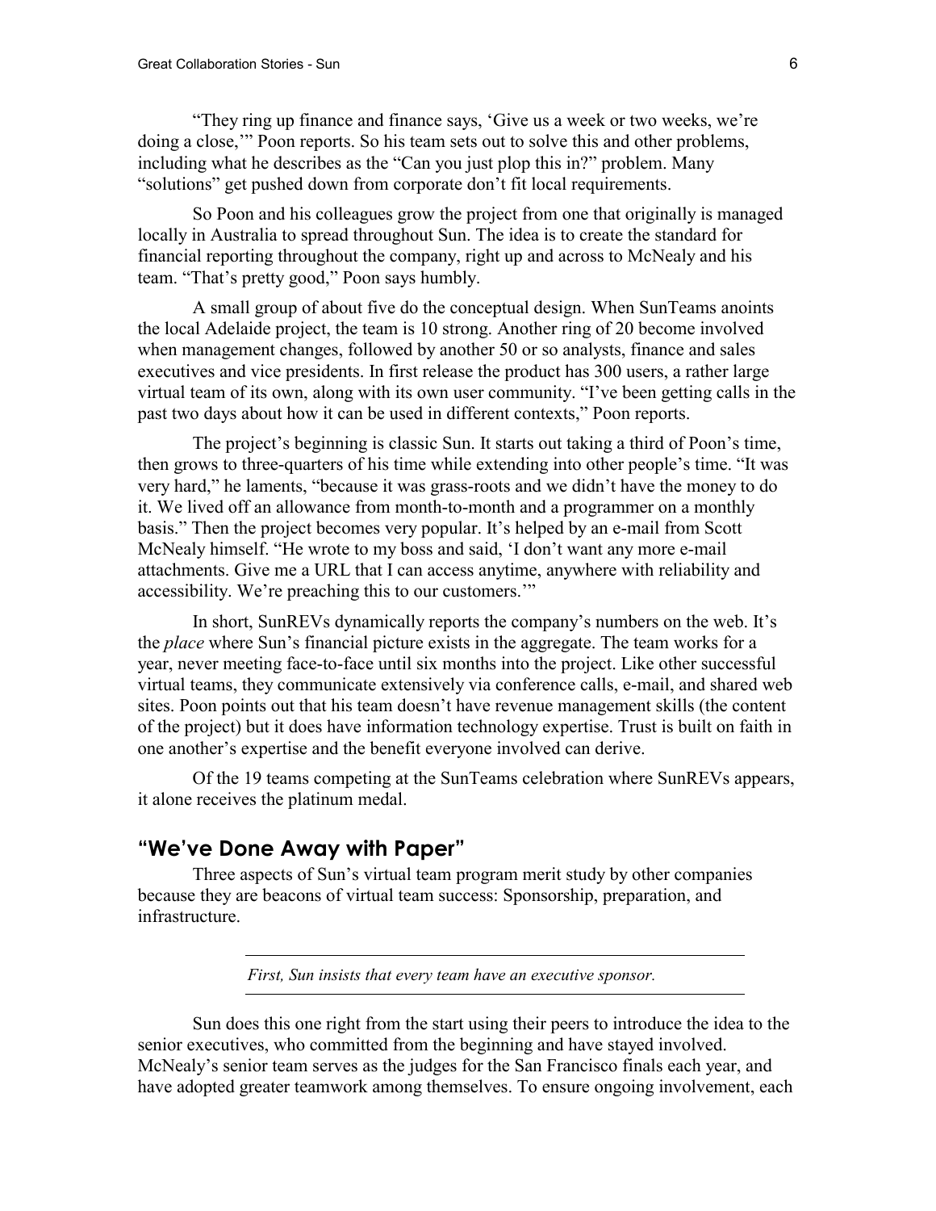"They ring up finance and finance says, 'Give us a week or two weeks, we're doing a close,'" Poon reports. So his team sets out to solve this and other problems, including what he describes as the "Can you just plop this in?" problem. Many "solutions" get pushed down from corporate don't fit local requirements.

So Poon and his colleagues grow the project from one that originally is managed locally in Australia to spread throughout Sun. The idea is to create the standard for financial reporting throughout the company, right up and across to McNealy and his team. "That's pretty good," Poon says humbly.

A small group of about five do the conceptual design. When SunTeams anoints the local Adelaide project, the team is 10 strong. Another ring of 20 become involved when management changes, followed by another 50 or so analysts, finance and sales executives and vice presidents. In first release the product has 300 users, a rather large virtual team of its own, along with its own user community. "I've been getting calls in the past two days about how it can be used in different contexts," Poon reports.

The project's beginning is classic Sun. It starts out taking a third of Poon's time, then grows to three-quarters of his time while extending into other people's time. "It was very hard," he laments, "because it was grass-roots and we didn't have the money to do it. We lived off an allowance from month-to-month and a programmer on a monthly basis." Then the project becomes very popular. It's helped by an e-mail from Scott McNealy himself. "He wrote to my boss and said, 'I don't want any more e-mail attachments. Give me a URL that I can access anytime, anywhere with reliability and accessibility. We're preaching this to our customers.'"

In short, SunREVs dynamically reports the company's numbers on the web. It's the *place* where Sun's financial picture exists in the aggregate. The team works for a year, never meeting face-to-face until six months into the project. Like other successful virtual teams, they communicate extensively via conference calls, e-mail, and shared web sites. Poon points out that his team doesn't have revenue management skills (the content of the project) but it does have information technology expertise. Trust is built on faith in one another's expertise and the benefit everyone involved can derive.

Of the 19 teams competing at the SunTeams celebration where SunREVs appears, it alone receives the platinum medal.

## "We've Done Away with Paper"

Three aspects of Sun's virtual team program merit study by other companies because they are beacons of virtual team success: Sponsorship, preparation, and infrastructure.

---

*First, Sun insists that every team have an executive sponsor.*

---

Sun does this one right from the start using their peers to introduce the idea to the senior executives, who committed from the beginning and have stayed involved. McNealy's senior team serves as the judges for the San Francisco finals each year, and have adopted greater teamwork among themselves. To ensure ongoing involvement, each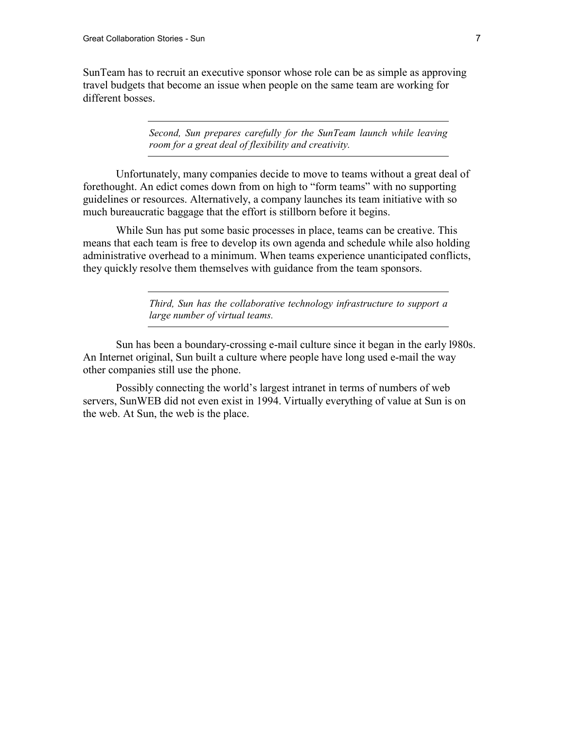SunTeam has to recruit an executive sponsor whose role can be as simple as approving travel budgets that become an issue when people on the same team are working for different bosses.

---

*Second, Sun prepares carefully for the SunTeam launch while leaving room for a great deal of flexibility and creativity.*

---

Unfortunately, many companies decide to move to teams without a great deal of forethought. An edict comes down from on high to "form teams" with no supporting guidelines or resources. Alternatively, a company launches its team initiative with so much bureaucratic baggage that the effort is stillborn before it begins.

While Sun has put some basic processes in place, teams can be creative. This means that each team is free to develop its own agenda and schedule while also holding administrative overhead to a minimum. When teams experience unanticipated conflicts, they quickly resolve them themselves with guidance from the team sponsors.

---

*Third, Sun has the collaborative technology infrastructure to support a large number of virtual teams.*

---

Sun has been a boundary-crossing e-mail culture since it began in the early l980s. An Internet original, Sun built a culture where people have long used e-mail the way other companies still use the phone.

Possibly connecting the world's largest intranet in terms of numbers of web servers, SunWEB did not even exist in 1994. Virtually everything of value at Sun is on the web. At Sun, the web is the place.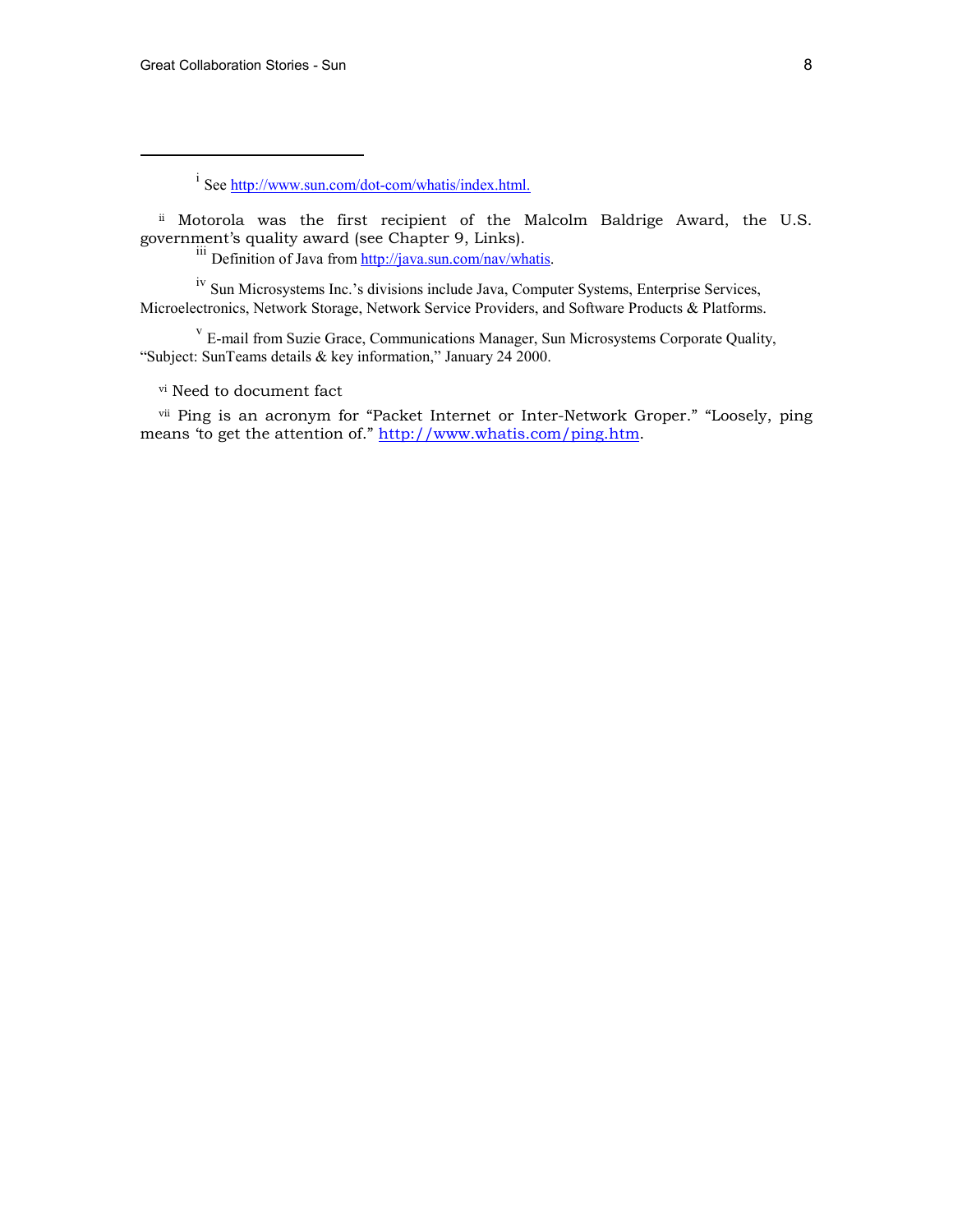---

[i] See http://www.sun.com/dot-com/whatis/index.html.

[ii] Motorola was the first recipient of the Malcolm Baldrige Award, the U.S. government's quality award (see Chapter 9, Links).

[iii] Definition of Java from http://java.sun.com/nav/whatis.

[iv] Sun Microsystems Inc.'s divisions include Java, Computer Systems, Enterprise Services, Microelectronics, Network Storage, Network Service Providers, and Software Products & Platforms.

[v] E-mail from Suzie Grace, Communications Manager, Sun Microsystems Corporate Quality, "Subject: SunTeams details & key information," January 24 2000.

[vi] Need to document fact

[vii] Ping is an acronym for "Packet Internet or Inter-Network Groper." "Loosely, ping means 'to get the attention of." http://www.whatis.com/ping.htm.